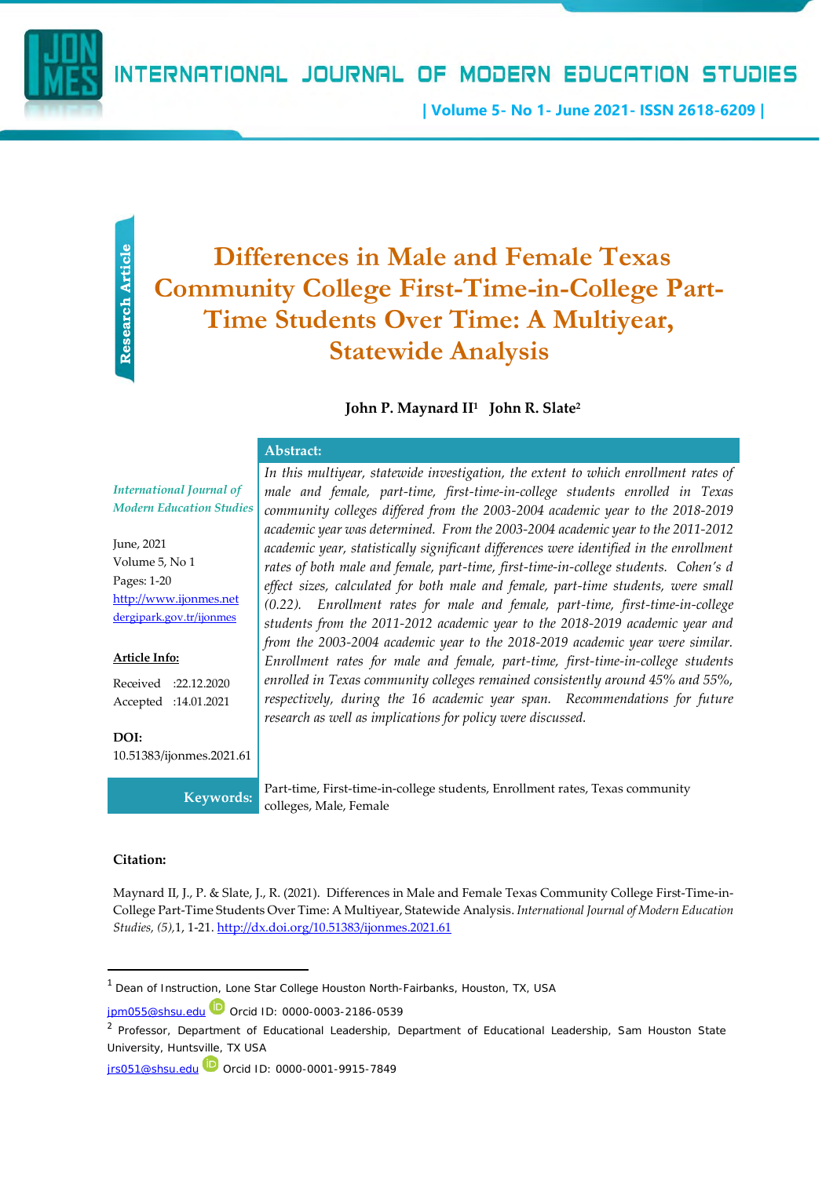# Differences in Male and Female Texas Community College First-Time-in-College Part-Time Students Over Time: A Multiyear, Statewide Analysis

**John P. Maynard II[1] John R. Slate[2]**

*International Journal of Modern Education Studies*

June, 2021
Volume 5, No 1
Pages: 1-20
http://www.ijonmes.net
dergipark.gov.tr/ijonmes

**Article Info:**

Received :22.12.2020
Accepted :14.01.2021

**DOI:**
10.51383/ijonmes.2021.61

**Abstract:**

*In this multiyear, statewide investigation, the extent to which enrollment rates of male and female, part-time, first-time-in-college students enrolled in Texas community colleges differed from the 2003-2004 academic year to the 2018-2019 academic year was determined. From the 2003-2004 academic year to the 2011-2012 academic year, statistically significant differences were identified in the enrollment rates of both male and female, part-time, first-time-in-college students. Cohen's d effect sizes, calculated for both male and female, part-time students, were small (0.22). Enrollment rates for male and female, part-time, first-time-in-college students from the 2011-2012 academic year to the 2018-2019 academic year and from the 2003-2004 academic year to the 2018-2019 academic year were similar. Enrollment rates for male and female, part-time, first-time-in-college students enrolled in Texas community colleges remained consistently around 45% and 55%, respectively, during the 16 academic year span. Recommendations for future research as well as implications for policy were discussed.*

**Keywords:** Part-time, First-time-in-college students, Enrollment rates, Texas community colleges, Male, Female

**Citation:**

Maynard II, J., P. & Slate, J., R. (2021). Differences in Male and Female Texas Community College First-Time-in-College Part-Time Students Over Time: A Multiyear, Statewide Analysis. *International Journal of Modern Education Studies, (5)*,1, 1-21. http://dx.doi.org/10.51383/ijonmes.2021.61

---

[1] Dean of Instruction, Lone Star College Houston North-Fairbanks, Houston, TX, USA
jpm055@shsu.edu Orcid ID: 0000-0003-2186-0539

[2] Professor, Department of Educational Leadership, Department of Educational Leadership, Sam Houston State University, Huntsville, TX USA
jrs051@shsu.edu Orcid ID: 0000-0001-9915-7849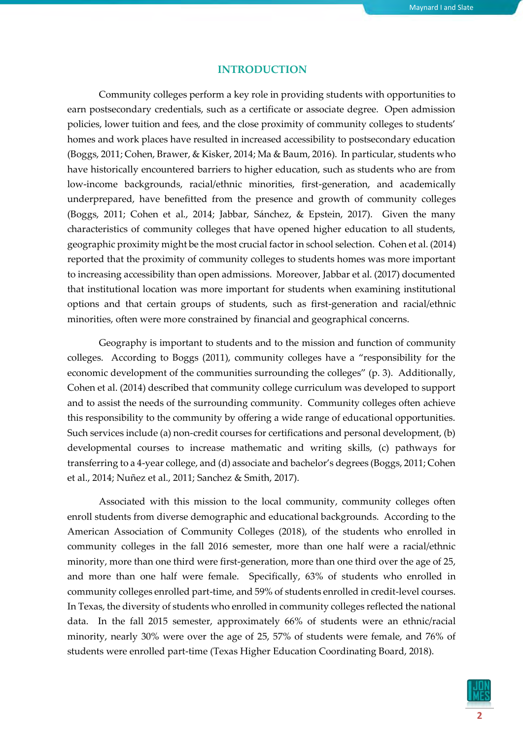## INTRODUCTION

Community colleges perform a key role in providing students with opportunities to earn postsecondary credentials, such as a certificate or associate degree. Open admission policies, lower tuition and fees, and the close proximity of community colleges to students' homes and work places have resulted in increased accessibility to postsecondary education (Boggs, 2011; Cohen, Brawer, & Kisker, 2014; Ma & Baum, 2016). In particular, students who have historically encountered barriers to higher education, such as students who are from low-income backgrounds, racial/ethnic minorities, first-generation, and academically underprepared, have benefitted from the presence and growth of community colleges (Boggs, 2011; Cohen et al., 2014; Jabbar, Sánchez, & Epstein, 2017). Given the many characteristics of community colleges that have opened higher education to all students, geographic proximity might be the most crucial factor in school selection. Cohen et al. (2014) reported that the proximity of community colleges to students homes was more important to increasing accessibility than open admissions. Moreover, Jabbar et al. (2017) documented that institutional location was more important for students when examining institutional options and that certain groups of students, such as first-generation and racial/ethnic minorities, often were more constrained by financial and geographical concerns.

Geography is important to students and to the mission and function of community colleges. According to Boggs (2011), community colleges have a "responsibility for the economic development of the communities surrounding the colleges" (p. 3). Additionally, Cohen et al. (2014) described that community college curriculum was developed to support and to assist the needs of the surrounding community. Community colleges often achieve this responsibility to the community by offering a wide range of educational opportunities. Such services include (a) non-credit courses for certifications and personal development, (b) developmental courses to increase mathematic and writing skills, (c) pathways for transferring to a 4-year college, and (d) associate and bachelor's degrees (Boggs, 2011; Cohen et al., 2014; Nuñez et al., 2011; Sanchez & Smith, 2017).

Associated with this mission to the local community, community colleges often enroll students from diverse demographic and educational backgrounds. According to the American Association of Community Colleges (2018), of the students who enrolled in community colleges in the fall 2016 semester, more than one half were a racial/ethnic minority, more than one third were first-generation, more than one third over the age of 25, and more than one half were female. Specifically, 63% of students who enrolled in community colleges enrolled part-time, and 59% of students enrolled in credit-level courses. In Texas, the diversity of students who enrolled in community colleges reflected the national data. In the fall 2015 semester, approximately 66% of students were an ethnic/racial minority, nearly 30% were over the age of 25, 57% of students were female, and 76% of students were enrolled part-time (Texas Higher Education Coordinating Board, 2018).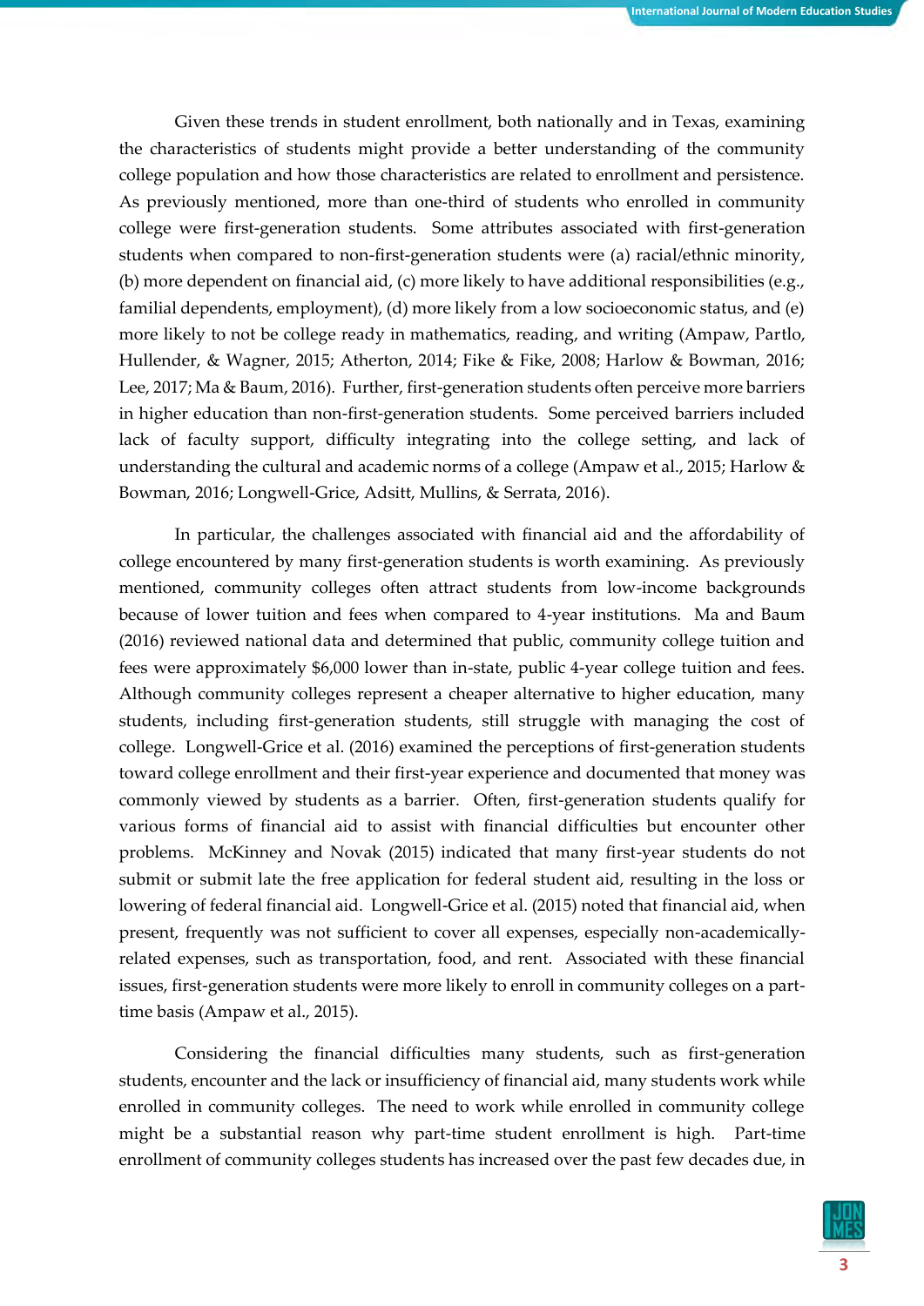Given these trends in student enrollment, both nationally and in Texas, examining the characteristics of students might provide a better understanding of the community college population and how those characteristics are related to enrollment and persistence. As previously mentioned, more than one-third of students who enrolled in community college were first-generation students. Some attributes associated with first-generation students when compared to non-first-generation students were (a) racial/ethnic minority, (b) more dependent on financial aid, (c) more likely to have additional responsibilities (e.g., familial dependents, employment), (d) more likely from a low socioeconomic status, and (e) more likely to not be college ready in mathematics, reading, and writing (Ampaw, Partlo, Hullender, & Wagner, 2015; Atherton, 2014; Fike & Fike, 2008; Harlow & Bowman, 2016; Lee, 2017; Ma & Baum, 2016). Further, first-generation students often perceive more barriers in higher education than non-first-generation students. Some perceived barriers included lack of faculty support, difficulty integrating into the college setting, and lack of understanding the cultural and academic norms of a college (Ampaw et al., 2015; Harlow & Bowman, 2016; Longwell-Grice, Adsitt, Mullins, & Serrata, 2016).

In particular, the challenges associated with financial aid and the affordability of college encountered by many first-generation students is worth examining. As previously mentioned, community colleges often attract students from low-income backgrounds because of lower tuition and fees when compared to 4-year institutions. Ma and Baum (2016) reviewed national data and determined that public, community college tuition and fees were approximately $6,000 lower than in-state, public 4-year college tuition and fees. Although community colleges represent a cheaper alternative to higher education, many students, including first-generation students, still struggle with managing the cost of college. Longwell-Grice et al. (2016) examined the perceptions of first-generation students toward college enrollment and their first-year experience and documented that money was commonly viewed by students as a barrier. Often, first-generation students qualify for various forms of financial aid to assist with financial difficulties but encounter other problems. McKinney and Novak (2015) indicated that many first-year students do not submit or submit late the free application for federal student aid, resulting in the loss or lowering of federal financial aid. Longwell-Grice et al. (2015) noted that financial aid, when present, frequently was not sufficient to cover all expenses, especially non-academically-related expenses, such as transportation, food, and rent. Associated with these financial issues, first-generation students were more likely to enroll in community colleges on a part-time basis (Ampaw et al., 2015).

Considering the financial difficulties many students, such as first-generation students, encounter and the lack or insufficiency of financial aid, many students work while enrolled in community colleges. The need to work while enrolled in community college might be a substantial reason why part-time student enrollment is high. Part-time enrollment of community colleges students has increased over the past few decades due, in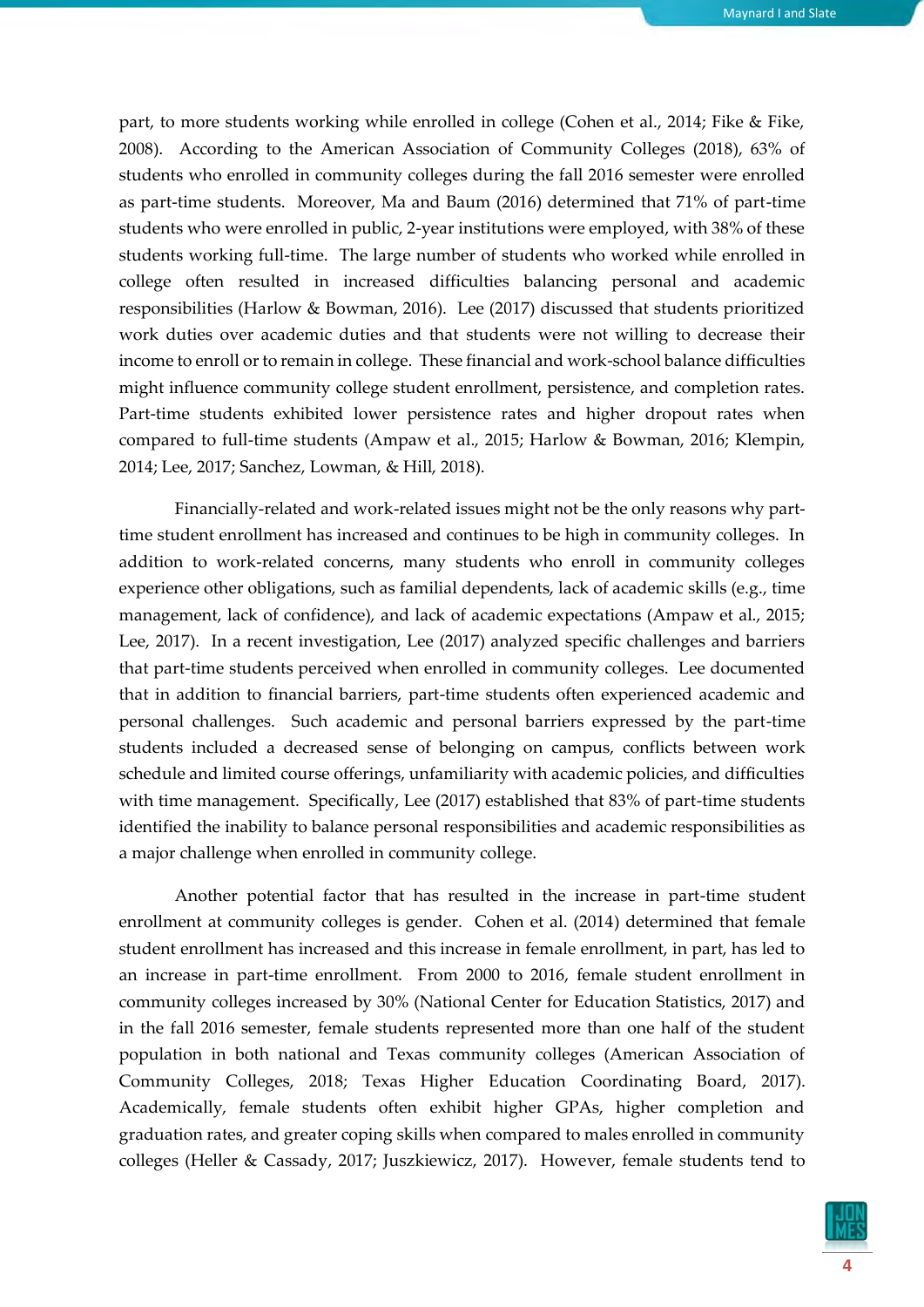part, to more students working while enrolled in college (Cohen et al., 2014; Fike & Fike, 2008). According to the American Association of Community Colleges (2018), 63% of students who enrolled in community colleges during the fall 2016 semester were enrolled as part-time students. Moreover, Ma and Baum (2016) determined that 71% of part-time students who were enrolled in public, 2-year institutions were employed, with 38% of these students working full-time. The large number of students who worked while enrolled in college often resulted in increased difficulties balancing personal and academic responsibilities (Harlow & Bowman, 2016). Lee (2017) discussed that students prioritized work duties over academic duties and that students were not willing to decrease their income to enroll or to remain in college. These financial and work-school balance difficulties might influence community college student enrollment, persistence, and completion rates. Part-time students exhibited lower persistence rates and higher dropout rates when compared to full-time students (Ampaw et al., 2015; Harlow & Bowman, 2016; Klempin, 2014; Lee, 2017; Sanchez, Lowman, & Hill, 2018).

Financially-related and work-related issues might not be the only reasons why part-time student enrollment has increased and continues to be high in community colleges. In addition to work-related concerns, many students who enroll in community colleges experience other obligations, such as familial dependents, lack of academic skills (e.g., time management, lack of confidence), and lack of academic expectations (Ampaw et al., 2015; Lee, 2017). In a recent investigation, Lee (2017) analyzed specific challenges and barriers that part-time students perceived when enrolled in community colleges. Lee documented that in addition to financial barriers, part-time students often experienced academic and personal challenges. Such academic and personal barriers expressed by the part-time students included a decreased sense of belonging on campus, conflicts between work schedule and limited course offerings, unfamiliarity with academic policies, and difficulties with time management. Specifically, Lee (2017) established that 83% of part-time students identified the inability to balance personal responsibilities and academic responsibilities as a major challenge when enrolled in community college.

Another potential factor that has resulted in the increase in part-time student enrollment at community colleges is gender. Cohen et al. (2014) determined that female student enrollment has increased and this increase in female enrollment, in part, has led to an increase in part-time enrollment. From 2000 to 2016, female student enrollment in community colleges increased by 30% (National Center for Education Statistics, 2017) and in the fall 2016 semester, female students represented more than one half of the student population in both national and Texas community colleges (American Association of Community Colleges, 2018; Texas Higher Education Coordinating Board, 2017). Academically, female students often exhibit higher GPAs, higher completion and graduation rates, and greater coping skills when compared to males enrolled in community colleges (Heller & Cassady, 2017; Juszkiewicz, 2017). However, female students tend to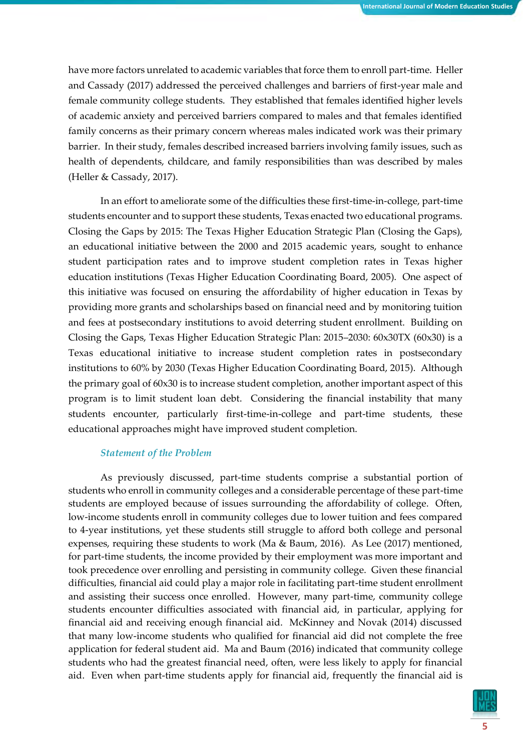have more factors unrelated to academic variables that force them to enroll part-time. Heller and Cassady (2017) addressed the perceived challenges and barriers of first-year male and female community college students. They established that females identified higher levels of academic anxiety and perceived barriers compared to males and that females identified family concerns as their primary concern whereas males indicated work was their primary barrier. In their study, females described increased barriers involving family issues, such as health of dependents, childcare, and family responsibilities than was described by males (Heller & Cassady, 2017).

In an effort to ameliorate some of the difficulties these first-time-in-college, part-time students encounter and to support these students, Texas enacted two educational programs. Closing the Gaps by 2015: The Texas Higher Education Strategic Plan (Closing the Gaps), an educational initiative between the 2000 and 2015 academic years, sought to enhance student participation rates and to improve student completion rates in Texas higher education institutions (Texas Higher Education Coordinating Board, 2005). One aspect of this initiative was focused on ensuring the affordability of higher education in Texas by providing more grants and scholarships based on financial need and by monitoring tuition and fees at postsecondary institutions to avoid deterring student enrollment. Building on Closing the Gaps, Texas Higher Education Strategic Plan: 2015–2030: 60x30TX (60x30) is a Texas educational initiative to increase student completion rates in postsecondary institutions to 60% by 2030 (Texas Higher Education Coordinating Board, 2015). Although the primary goal of 60x30 is to increase student completion, another important aspect of this program is to limit student loan debt. Considering the financial instability that many students encounter, particularly first-time-in-college and part-time students, these educational approaches might have improved student completion.

### *Statement of the Problem*

As previously discussed, part-time students comprise a substantial portion of students who enroll in community colleges and a considerable percentage of these part-time students are employed because of issues surrounding the affordability of college. Often, low-income students enroll in community colleges due to lower tuition and fees compared to 4-year institutions, yet these students still struggle to afford both college and personal expenses, requiring these students to work (Ma & Baum, 2016). As Lee (2017) mentioned, for part-time students, the income provided by their employment was more important and took precedence over enrolling and persisting in community college. Given these financial difficulties, financial aid could play a major role in facilitating part-time student enrollment and assisting their success once enrolled. However, many part-time, community college students encounter difficulties associated with financial aid, in particular, applying for financial aid and receiving enough financial aid. McKinney and Novak (2014) discussed that many low-income students who qualified for financial aid did not complete the free application for federal student aid. Ma and Baum (2016) indicated that community college students who had the greatest financial need, often, were less likely to apply for financial aid. Even when part-time students apply for financial aid, frequently the financial aid is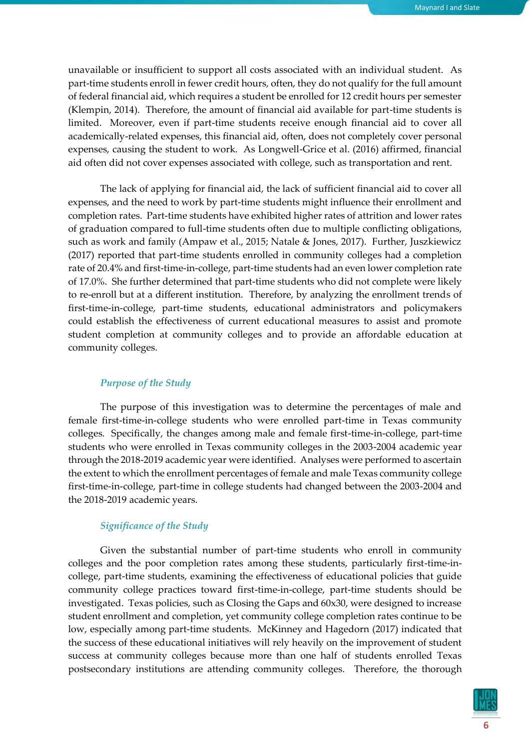unavailable or insufficient to support all costs associated with an individual student. As part-time students enroll in fewer credit hours, often, they do not qualify for the full amount of federal financial aid, which requires a student be enrolled for 12 credit hours per semester (Klempin, 2014). Therefore, the amount of financial aid available for part-time students is limited. Moreover, even if part-time students receive enough financial aid to cover all academically-related expenses, this financial aid, often, does not completely cover personal expenses, causing the student to work. As Longwell-Grice et al. (2016) affirmed, financial aid often did not cover expenses associated with college, such as transportation and rent.

The lack of applying for financial aid, the lack of sufficient financial aid to cover all expenses, and the need to work by part-time students might influence their enrollment and completion rates. Part-time students have exhibited higher rates of attrition and lower rates of graduation compared to full-time students often due to multiple conflicting obligations, such as work and family (Ampaw et al., 2015; Natale & Jones, 2017). Further, Juszkiewicz (2017) reported that part-time students enrolled in community colleges had a completion rate of 20.4% and first-time-in-college, part-time students had an even lower completion rate of 17.0%. She further determined that part-time students who did not complete were likely to re-enroll but at a different institution. Therefore, by analyzing the enrollment trends of first-time-in-college, part-time students, educational administrators and policymakers could establish the effectiveness of current educational measures to assist and promote student completion at community colleges and to provide an affordable education at community colleges.

### *Purpose of the Study*

The purpose of this investigation was to determine the percentages of male and female first-time-in-college students who were enrolled part-time in Texas community colleges. Specifically, the changes among male and female first-time-in-college, part-time students who were enrolled in Texas community colleges in the 2003-2004 academic year through the 2018-2019 academic year were identified. Analyses were performed to ascertain the extent to which the enrollment percentages of female and male Texas community college first-time-in-college, part-time in college students had changed between the 2003-2004 and the 2018-2019 academic years.

### *Significance of the Study*

Given the substantial number of part-time students who enroll in community colleges and the poor completion rates among these students, particularly first-time-in-college, part-time students, examining the effectiveness of educational policies that guide community college practices toward first-time-in-college, part-time students should be investigated. Texas policies, such as Closing the Gaps and 60x30, were designed to increase student enrollment and completion, yet community college completion rates continue to be low, especially among part-time students. McKinney and Hagedorn (2017) indicated that the success of these educational initiatives will rely heavily on the improvement of student success at community colleges because more than one half of students enrolled Texas postsecondary institutions are attending community colleges. Therefore, the thorough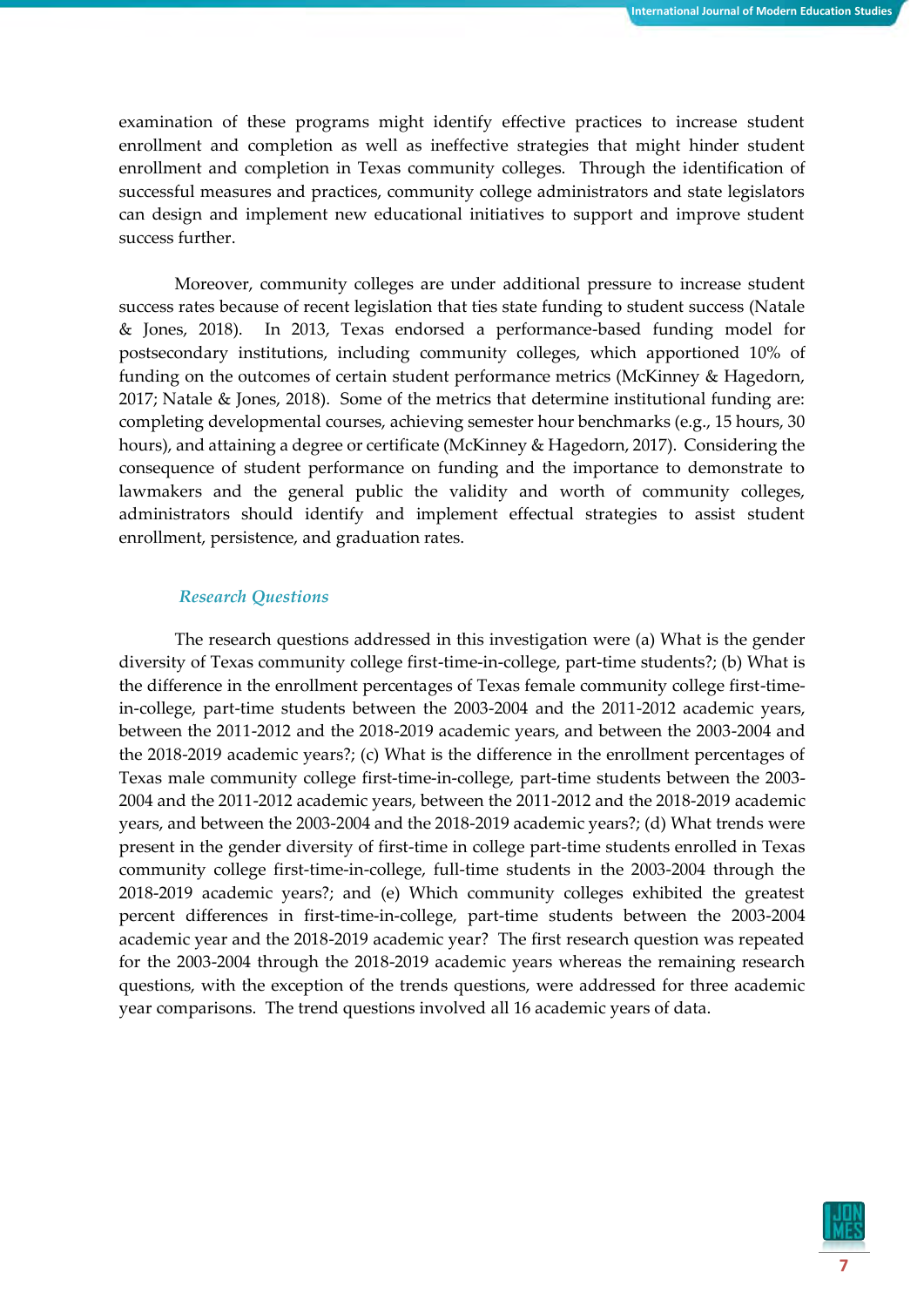examination of these programs might identify effective practices to increase student enrollment and completion as well as ineffective strategies that might hinder student enrollment and completion in Texas community colleges. Through the identification of successful measures and practices, community college administrators and state legislators can design and implement new educational initiatives to support and improve student success further.

Moreover, community colleges are under additional pressure to increase student success rates because of recent legislation that ties state funding to student success (Natale & Jones, 2018). In 2013, Texas endorsed a performance-based funding model for postsecondary institutions, including community colleges, which apportioned 10% of funding on the outcomes of certain student performance metrics (McKinney & Hagedorn, 2017; Natale & Jones, 2018). Some of the metrics that determine institutional funding are: completing developmental courses, achieving semester hour benchmarks (e.g., 15 hours, 30 hours), and attaining a degree or certificate (McKinney & Hagedorn, 2017). Considering the consequence of student performance on funding and the importance to demonstrate to lawmakers and the general public the validity and worth of community colleges, administrators should identify and implement effectual strategies to assist student enrollment, persistence, and graduation rates.

### *Research Questions*

The research questions addressed in this investigation were (a) What is the gender diversity of Texas community college first-time-in-college, part-time students?; (b) What is the difference in the enrollment percentages of Texas female community college first-time-in-college, part-time students between the 2003-2004 and the 2011-2012 academic years, between the 2011-2012 and the 2018-2019 academic years, and between the 2003-2004 and the 2018-2019 academic years?; (c) What is the difference in the enrollment percentages of Texas male community college first-time-in-college, part-time students between the 2003-2004 and the 2011-2012 academic years, between the 2011-2012 and the 2018-2019 academic years, and between the 2003-2004 and the 2018-2019 academic years?; (d) What trends were present in the gender diversity of first-time in college part-time students enrolled in Texas community college first-time-in-college, full-time students in the 2003-2004 through the 2018-2019 academic years?; and (e) Which community colleges exhibited the greatest percent differences in first-time-in-college, part-time students between the 2003-2004 academic year and the 2018-2019 academic year? The first research question was repeated for the 2003-2004 through the 2018-2019 academic years whereas the remaining research questions, with the exception of the trends questions, were addressed for three academic year comparisons. The trend questions involved all 16 academic years of data.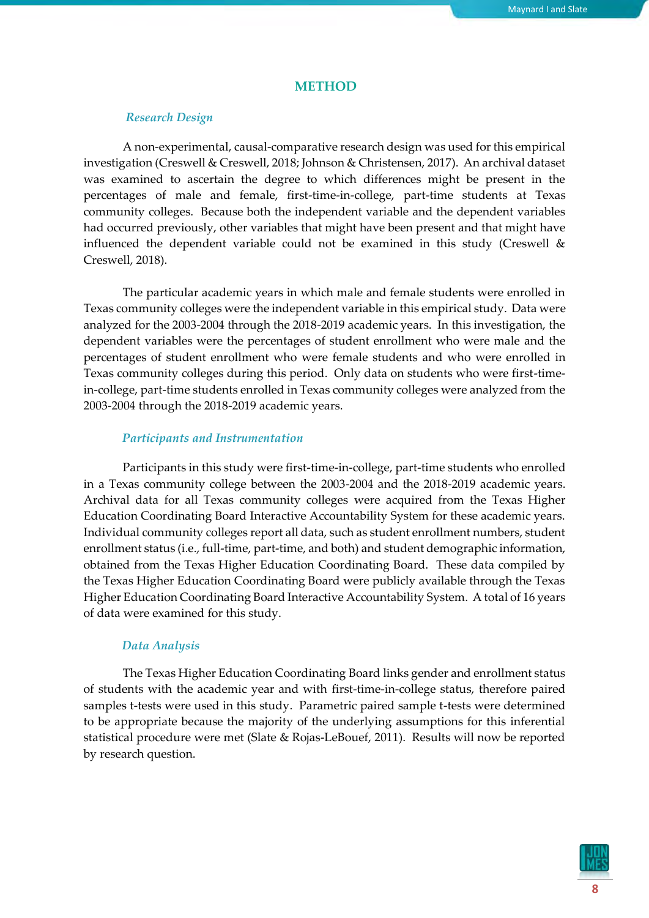## METHOD

### *Research Design*

A non-experimental, causal-comparative research design was used for this empirical investigation (Creswell & Creswell, 2018; Johnson & Christensen, 2017). An archival dataset was examined to ascertain the degree to which differences might be present in the percentages of male and female, first-time-in-college, part-time students at Texas community colleges. Because both the independent variable and the dependent variables had occurred previously, other variables that might have been present and that might have influenced the dependent variable could not be examined in this study (Creswell & Creswell, 2018).

The particular academic years in which male and female students were enrolled in Texas community colleges were the independent variable in this empirical study. Data were analyzed for the 2003-2004 through the 2018-2019 academic years. In this investigation, the dependent variables were the percentages of student enrollment who were male and the percentages of student enrollment who were female students and who were enrolled in Texas community colleges during this period. Only data on students who were first-time-in-college, part-time students enrolled in Texas community colleges were analyzed from the 2003-2004 through the 2018-2019 academic years.

### *Participants and Instrumentation*

Participants in this study were first-time-in-college, part-time students who enrolled in a Texas community college between the 2003-2004 and the 2018-2019 academic years. Archival data for all Texas community colleges were acquired from the Texas Higher Education Coordinating Board Interactive Accountability System for these academic years. Individual community colleges report all data, such as student enrollment numbers, student enrollment status (i.e., full-time, part-time, and both) and student demographic information, obtained from the Texas Higher Education Coordinating Board. These data compiled by the Texas Higher Education Coordinating Board were publicly available through the Texas Higher Education Coordinating Board Interactive Accountability System. A total of 16 years of data were examined for this study.

### *Data Analysis*

The Texas Higher Education Coordinating Board links gender and enrollment status of students with the academic year and with first-time-in-college status, therefore paired samples t-tests were used in this study. Parametric paired sample t-tests were determined to be appropriate because the majority of the underlying assumptions for this inferential statistical procedure were met (Slate & Rojas-LeBouef, 2011). Results will now be reported by research question.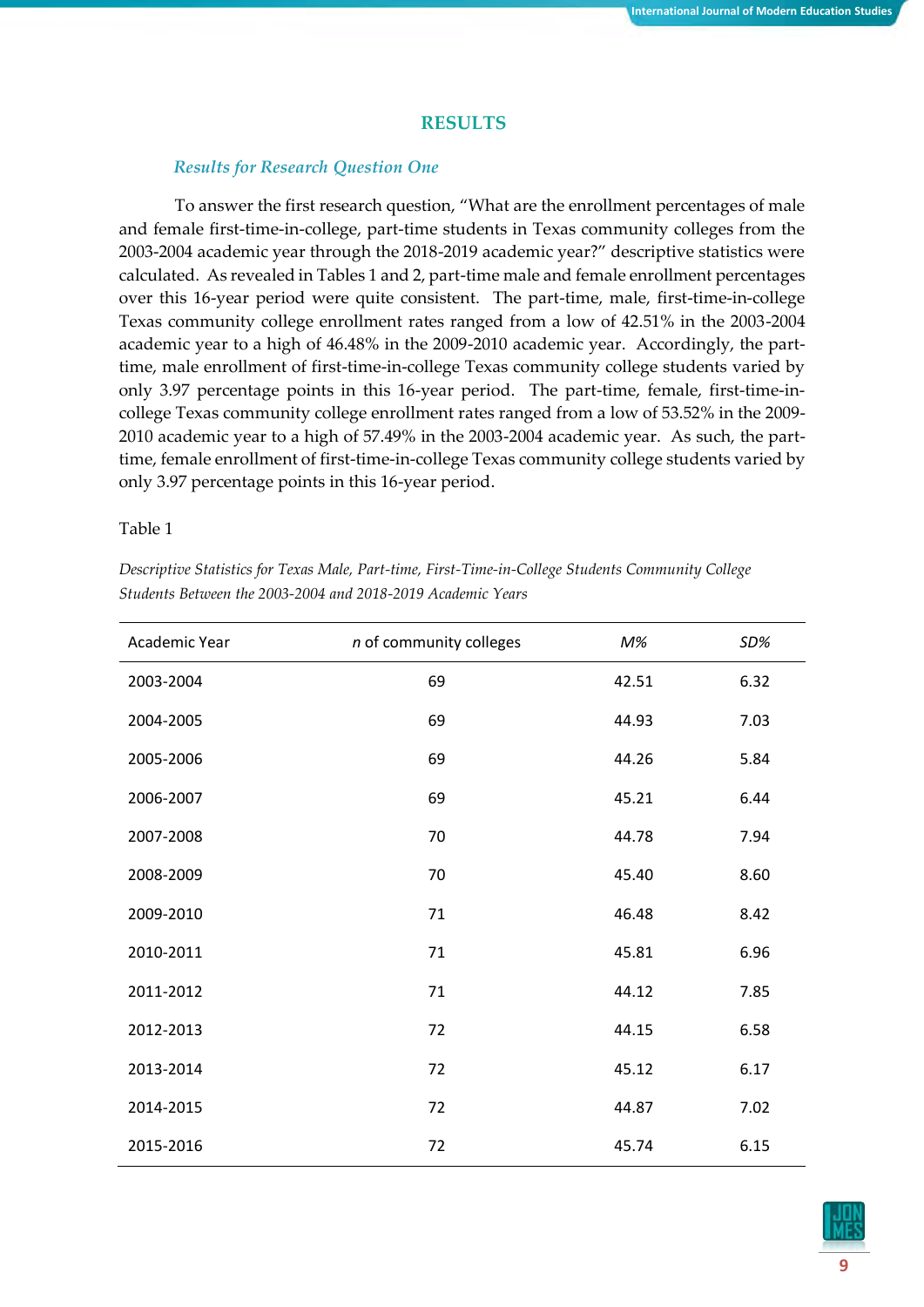## RESULTS

### *Results for Research Question One*

To answer the first research question, "What are the enrollment percentages of male and female first-time-in-college, part-time students in Texas community colleges from the 2003-2004 academic year through the 2018-2019 academic year?" descriptive statistics were calculated. As revealed in Tables 1 and 2, part-time male and female enrollment percentages over this 16-year period were quite consistent. The part-time, male, first-time-in-college Texas community college enrollment rates ranged from a low of 42.51% in the 2003-2004 academic year to a high of 46.48% in the 2009-2010 academic year. Accordingly, the part-time, male enrollment of first-time-in-college Texas community college students varied by only 3.97 percentage points in this 16-year period. The part-time, female, first-time-in-college Texas community college enrollment rates ranged from a low of 53.52% in the 2009-2010 academic year to a high of 57.49% in the 2003-2004 academic year. As such, the part-time, female enrollment of first-time-in-college Texas community college students varied by only 3.97 percentage points in this 16-year period.

Table 1

*Descriptive Statistics for Texas Male, Part-time, First-Time-in-College Students Community College Students Between the 2003-2004 and 2018-2019 Academic Years*

| Academic Year | *n* of community colleges | *M%* | *SD%* |
|---|---|---|---|
| 2003-2004 | 69 | 42.51 | 6.32 |
| 2004-2005 | 69 | 44.93 | 7.03 |
| 2005-2006 | 69 | 44.26 | 5.84 |
| 2006-2007 | 69 | 45.21 | 6.44 |
| 2007-2008 | 70 | 44.78 | 7.94 |
| 2008-2009 | 70 | 45.40 | 8.60 |
| 2009-2010 | 71 | 46.48 | 8.42 |
| 2010-2011 | 71 | 45.81 | 6.96 |
| 2011-2012 | 71 | 44.12 | 7.85 |
| 2012-2013 | 72 | 44.15 | 6.58 |
| 2013-2014 | 72 | 45.12 | 6.17 |
| 2014-2015 | 72 | 44.87 | 7.02 |
| 2015-2016 | 72 | 45.74 | 6.15 |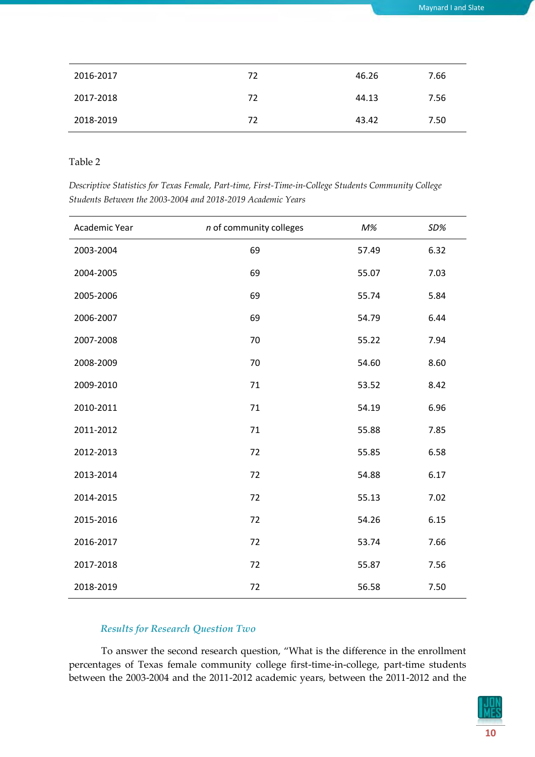| | | | |
|---|---|---|---|
| 2016-2017 | 72 | 46.26 | 7.66 |
| 2017-2018 | 72 | 44.13 | 7.56 |
| 2018-2019 | 72 | 43.42 | 7.50 |

Table 2

*Descriptive Statistics for Texas Female, Part-time, First-Time-in-College Students Community College Students Between the 2003-2004 and 2018-2019 Academic Years*

| Academic Year | *n* of community colleges | *M%* | *SD%* |
|---|---|---|---|
| 2003-2004 | 69 | 57.49 | 6.32 |
| 2004-2005 | 69 | 55.07 | 7.03 |
| 2005-2006 | 69 | 55.74 | 5.84 |
| 2006-2007 | 69 | 54.79 | 6.44 |
| 2007-2008 | 70 | 55.22 | 7.94 |
| 2008-2009 | 70 | 54.60 | 8.60 |
| 2009-2010 | 71 | 53.52 | 8.42 |
| 2010-2011 | 71 | 54.19 | 6.96 |
| 2011-2012 | 71 | 55.88 | 7.85 |
| 2012-2013 | 72 | 55.85 | 6.58 |
| 2013-2014 | 72 | 54.88 | 6.17 |
| 2014-2015 | 72 | 55.13 | 7.02 |
| 2015-2016 | 72 | 54.26 | 6.15 |
| 2016-2017 | 72 | 53.74 | 7.66 |
| 2017-2018 | 72 | 55.87 | 7.56 |
| 2018-2019 | 72 | 56.58 | 7.50 |

### *Results for Research Question Two*

To answer the second research question, "What is the difference in the enrollment percentages of Texas female community college first-time-in-college, part-time students between the 2003-2004 and the 2011-2012 academic years, between the 2011-2012 and the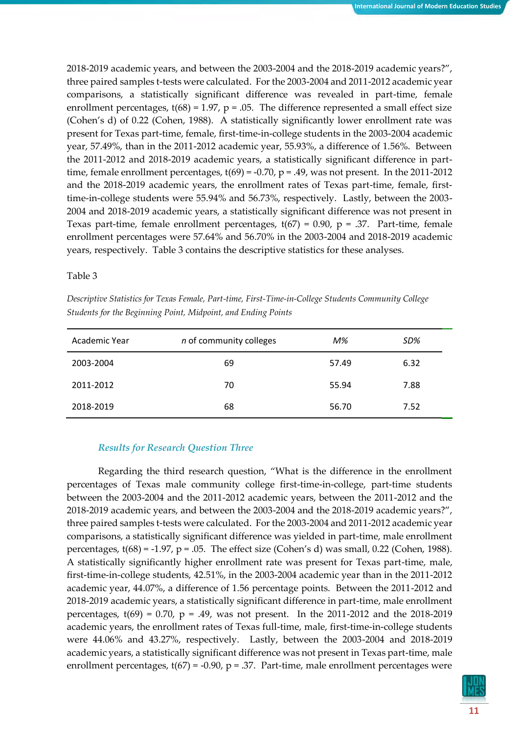2018-2019 academic years, and between the 2003-2004 and the 2018-2019 academic years?", three paired samples t-tests were calculated. For the 2003-2004 and 2011-2012 academic year comparisons, a statistically significant difference was revealed in part-time, female enrollment percentages, $t(68) = 1.97$, $p = .05$. The difference represented a small effect size (Cohen's d) of 0.22 (Cohen, 1988). A statistically significantly lower enrollment rate was present for Texas part-time, female, first-time-in-college students in the 2003-2004 academic year, 57.49%, than in the 2011-2012 academic year, 55.93%, a difference of 1.56%. Between the 2011-2012 and 2018-2019 academic years, a statistically significant difference in part-time, female enrollment percentages, $t(69) = -0.70$, $p = .49$, was not present. In the 2011-2012 and the 2018-2019 academic years, the enrollment rates of Texas part-time, female, first-time-in-college students were 55.94% and 56.73%, respectively. Lastly, between the 2003-2004 and 2018-2019 academic years, a statistically significant difference was not present in Texas part-time, female enrollment percentages, $t(67) = 0.90$, $p = .37$. Part-time, female enrollment percentages were 57.64% and 56.70% in the 2003-2004 and 2018-2019 academic years, respectively. Table 3 contains the descriptive statistics for these analyses.

Table 3

*Descriptive Statistics for Texas Female, Part-time, First-Time-in-College Students Community College Students for the Beginning Point, Midpoint, and Ending Points*

| Academic Year | *n* of community colleges | *M%* | *SD%* |
|---|---|---|---|
| 2003-2004 | 69 | 57.49 | 6.32 |
| 2011-2012 | 70 | 55.94 | 7.88 |
| 2018-2019 | 68 | 56.70 | 7.52 |

### *Results for Research Question Three*

Regarding the third research question, "What is the difference in the enrollment percentages of Texas male community college first-time-in-college, part-time students between the 2003-2004 and the 2011-2012 academic years, between the 2011-2012 and the 2018-2019 academic years, and between the 2003-2004 and the 2018-2019 academic years?", three paired samples t-tests were calculated. For the 2003-2004 and 2011-2012 academic year comparisons, a statistically significant difference was yielded in part-time, male enrollment percentages, $t(68) = -1.97$, $p = .05$. The effect size (Cohen's d) was small, 0.22 (Cohen, 1988). A statistically significantly higher enrollment rate was present for Texas part-time, male, first-time-in-college students, 42.51%, in the 2003-2004 academic year than in the 2011-2012 academic year, 44.07%, a difference of 1.56 percentage points. Between the 2011-2012 and 2018-2019 academic years, a statistically significant difference in part-time, male enrollment percentages, $t(69) = 0.70$, $p = .49$, was not present. In the 2011-2012 and the 2018-2019 academic years, the enrollment rates of Texas full-time, male, first-time-in-college students were 44.06% and 43.27%, respectively. Lastly, between the 2003-2004 and 2018-2019 academic years, a statistically significant difference was not present in Texas part-time, male enrollment percentages, $t(67) = -0.90$, $p = .37$. Part-time, male enrollment percentages were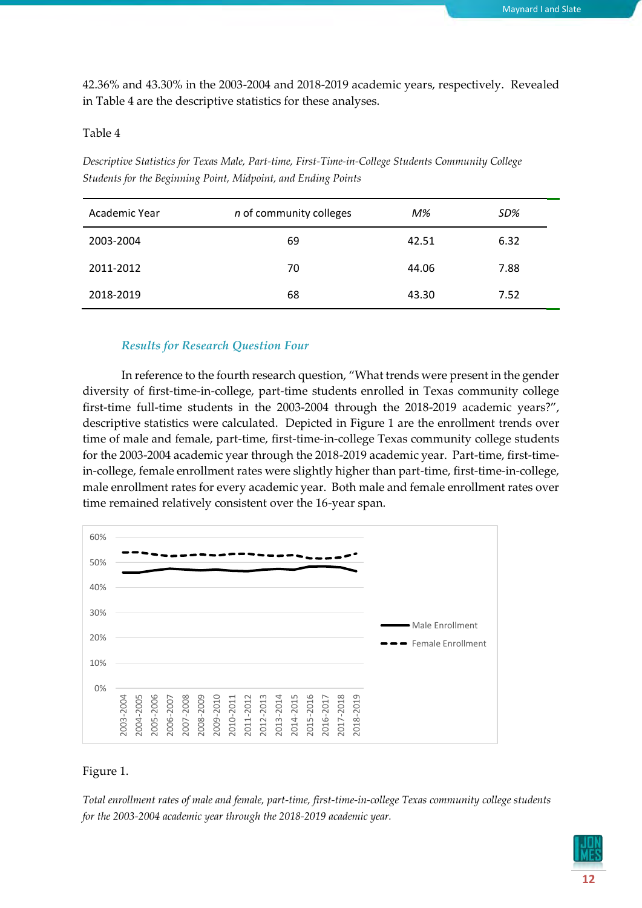42.36% and 43.30% in the 2003-2004 and 2018-2019 academic years, respectively. Revealed in Table 4 are the descriptive statistics for these analyses.

Table 4

*Descriptive Statistics for Texas Male, Part-time, First-Time-in-College Students Community College Students for the Beginning Point, Midpoint, and Ending Points*

| Academic Year | *n* of community colleges | *M%* | *SD%* |
|---|---|---|---|
| 2003-2004 | 69 | 42.51 | 6.32 |
| 2011-2012 | 70 | 44.06 | 7.88 |
| 2018-2019 | 68 | 43.30 | 7.52 |

### *Results for Research Question Four*

In reference to the fourth research question, "What trends were present in the gender diversity of first-time-in-college, part-time students enrolled in Texas community college first-time full-time students in the 2003-2004 through the 2018-2019 academic years?", descriptive statistics were calculated. Depicted in Figure 1 are the enrollment trends over time of male and female, part-time, first-time-in-college Texas community college students for the 2003-2004 academic year through the 2018-2019 academic year. Part-time, first-time-in-college, female enrollment rates were slightly higher than part-time, first-time-in-college, male enrollment rates for every academic year. Both male and female enrollment rates over time remained relatively consistent over the 16-year span.

Figure 1.

*Total enrollment rates of male and female, part-time, first-time-in-college Texas community college students for the 2003-2004 academic year through the 2018-2019 academic year.*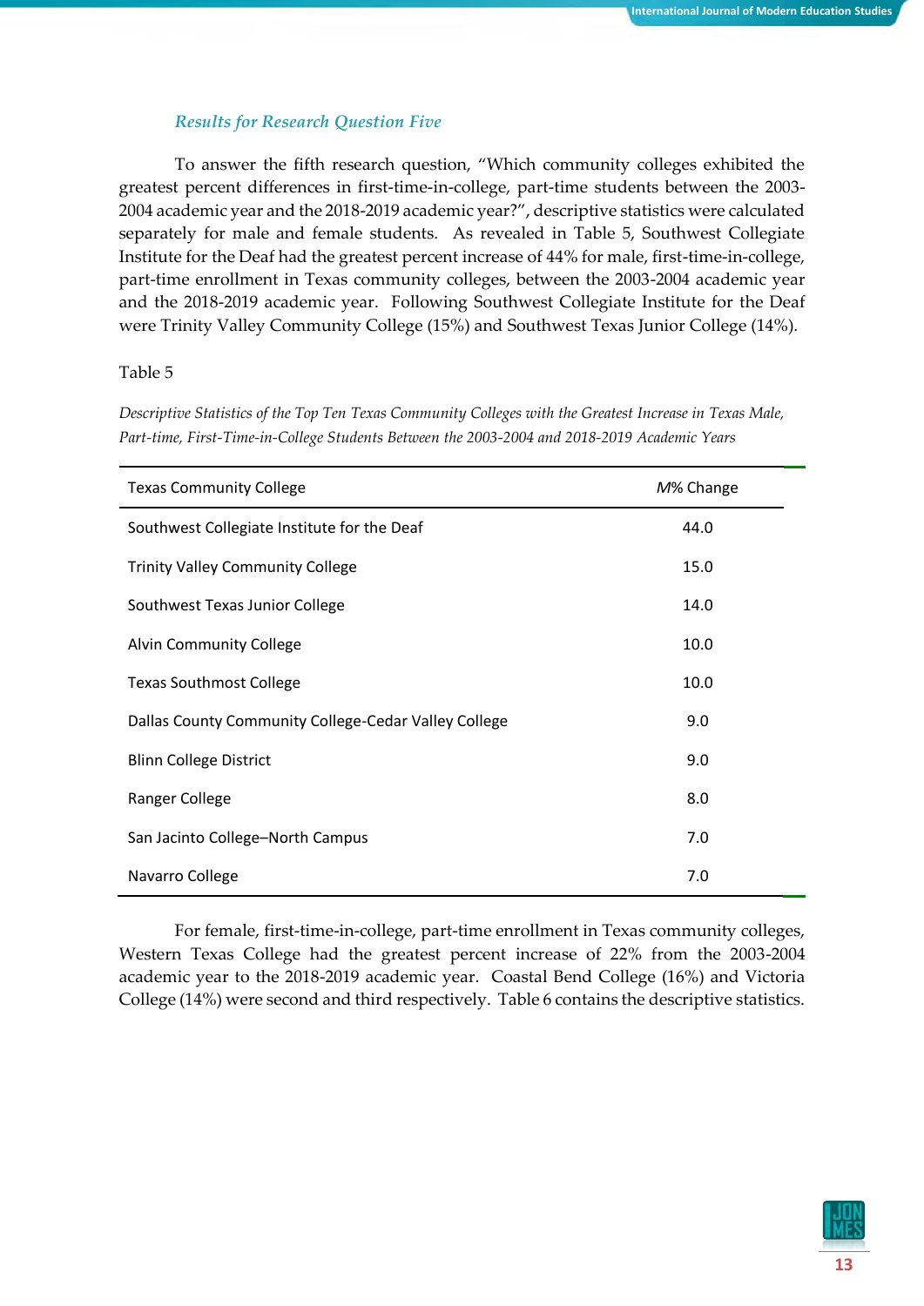### *Results for Research Question Five*

To answer the fifth research question, "Which community colleges exhibited the greatest percent differences in first-time-in-college, part-time students between the 2003-2004 academic year and the 2018-2019 academic year?", descriptive statistics were calculated separately for male and female students. As revealed in Table 5, Southwest Collegiate Institute for the Deaf had the greatest percent increase of 44% for male, first-time-in-college, part-time enrollment in Texas community colleges, between the 2003-2004 academic year and the 2018-2019 academic year. Following Southwest Collegiate Institute for the Deaf were Trinity Valley Community College (15%) and Southwest Texas Junior College (14%).

Table 5

*Descriptive Statistics of the Top Ten Texas Community Colleges with the Greatest Increase in Texas Male, Part-time, First-Time-in-College Students Between the 2003-2004 and 2018-2019 Academic Years*

| Texas Community College | *M*% Change |
|---|---|
| Southwest Collegiate Institute for the Deaf | 44.0 |
| Trinity Valley Community College | 15.0 |
| Southwest Texas Junior College | 14.0 |
| Alvin Community College | 10.0 |
| Texas Southmost College | 10.0 |
| Dallas County Community College-Cedar Valley College | 9.0 |
| Blinn College District | 9.0 |
| Ranger College | 8.0 |
| San Jacinto College–North Campus | 7.0 |
| Navarro College | 7.0 |

For female, first-time-in-college, part-time enrollment in Texas community colleges, Western Texas College had the greatest percent increase of 22% from the 2003-2004 academic year to the 2018-2019 academic year. Coastal Bend College (16%) and Victoria College (14%) were second and third respectively. Table 6 contains the descriptive statistics.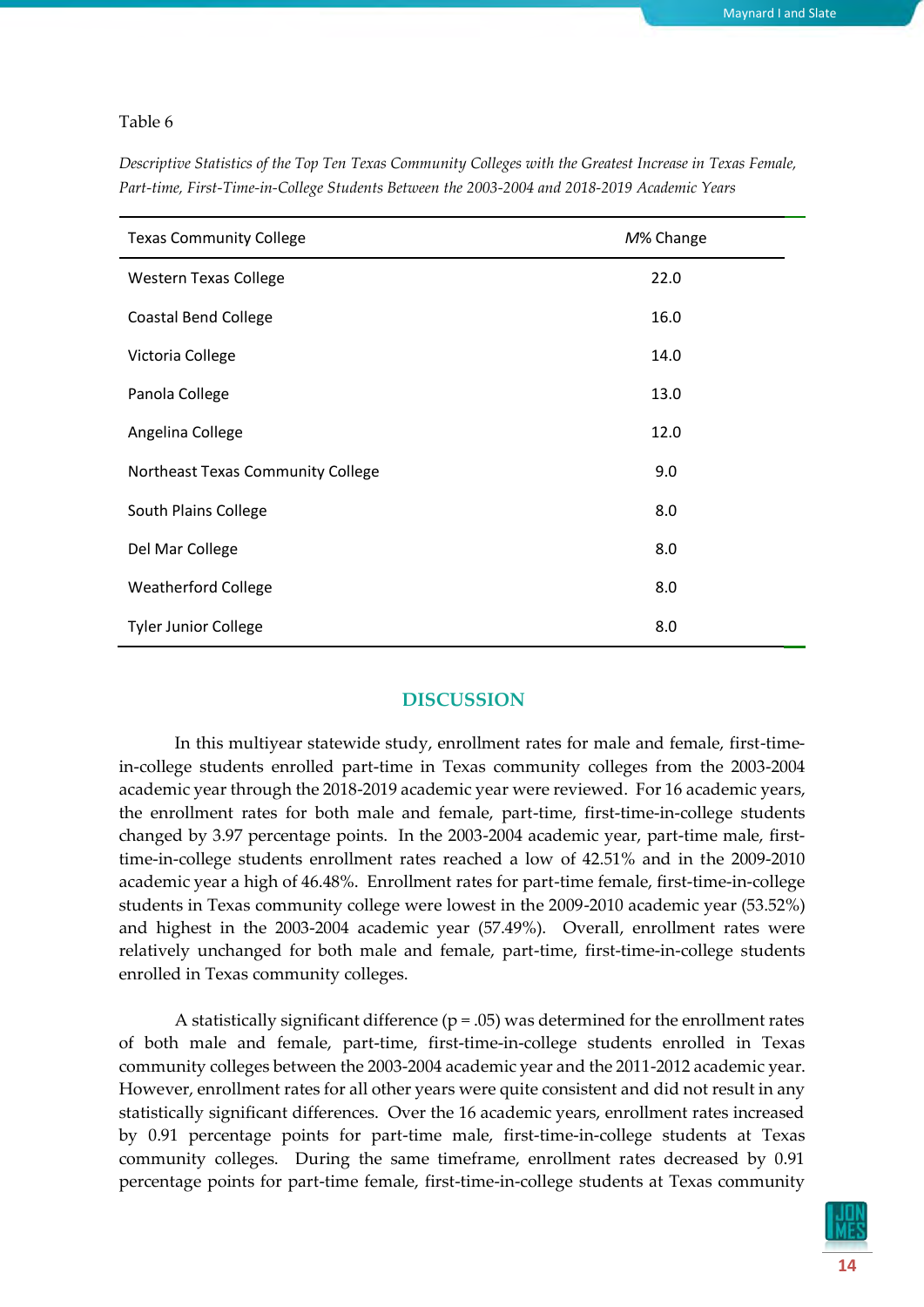Table 6

*Descriptive Statistics of the Top Ten Texas Community Colleges with the Greatest Increase in Texas Female, Part-time, First-Time-in-College Students Between the 2003-2004 and 2018-2019 Academic Years*

| Texas Community College | *M*% Change |
|---|---|
| Western Texas College | 22.0 |
| Coastal Bend College | 16.0 |
| Victoria College | 14.0 |
| Panola College | 13.0 |
| Angelina College | 12.0 |
| Northeast Texas Community College | 9.0 |
| South Plains College | 8.0 |
| Del Mar College | 8.0 |
| Weatherford College | 8.0 |
| Tyler Junior College | 8.0 |

## DISCUSSION

In this multiyear statewide study, enrollment rates for male and female, first-time-in-college students enrolled part-time in Texas community colleges from the 2003-2004 academic year through the 2018-2019 academic year were reviewed. For 16 academic years, the enrollment rates for both male and female, part-time, first-time-in-college students changed by 3.97 percentage points. In the 2003-2004 academic year, part-time male, first-time-in-college students enrollment rates reached a low of 42.51% and in the 2009-2010 academic year a high of 46.48%. Enrollment rates for part-time female, first-time-in-college students in Texas community college were lowest in the 2009-2010 academic year (53.52%) and highest in the 2003-2004 academic year (57.49%). Overall, enrollment rates were relatively unchanged for both male and female, part-time, first-time-in-college students enrolled in Texas community colleges.

A statistically significant difference ($p = .05$) was determined for the enrollment rates of both male and female, part-time, first-time-in-college students enrolled in Texas community colleges between the 2003-2004 academic year and the 2011-2012 academic year. However, enrollment rates for all other years were quite consistent and did not result in any statistically significant differences. Over the 16 academic years, enrollment rates increased by 0.91 percentage points for part-time male, first-time-in-college students at Texas community colleges. During the same timeframe, enrollment rates decreased by 0.91 percentage points for part-time female, first-time-in-college students at Texas community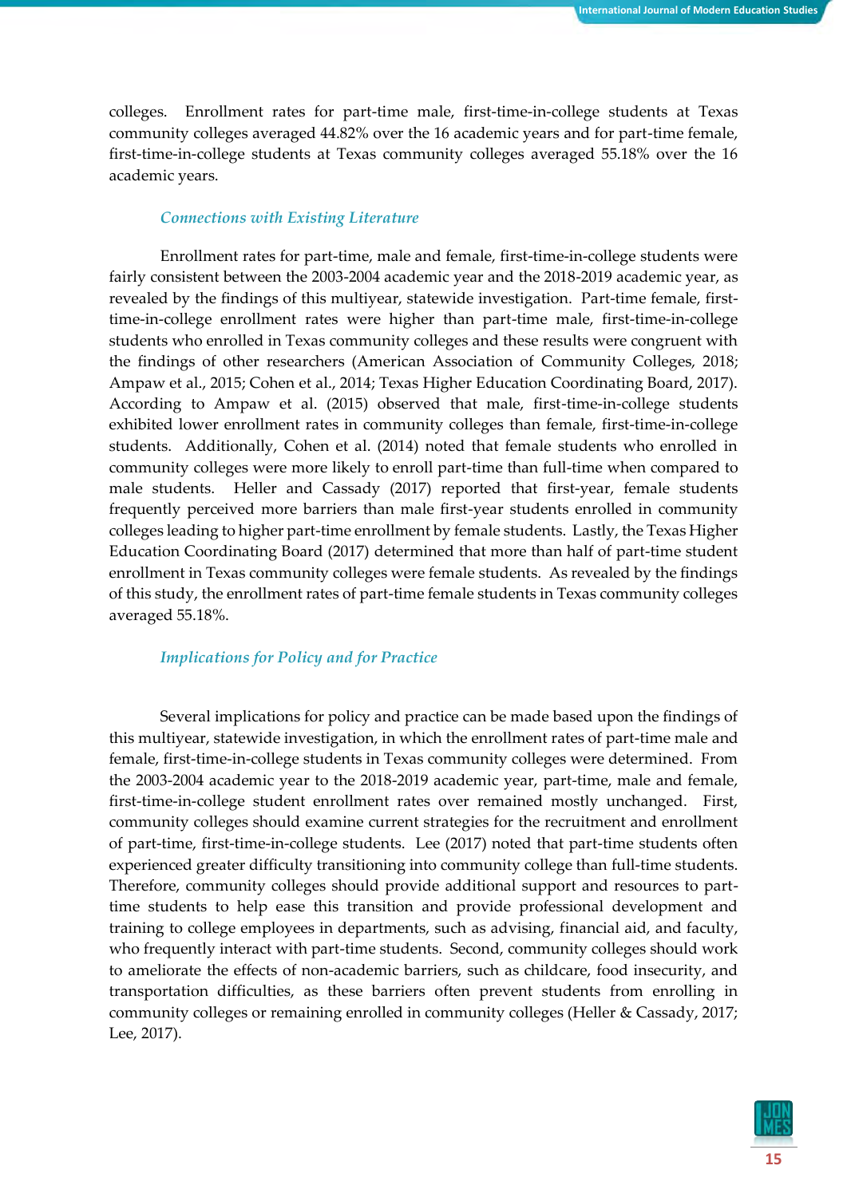colleges. Enrollment rates for part-time male, first-time-in-college students at Texas community colleges averaged 44.82% over the 16 academic years and for part-time female, first-time-in-college students at Texas community colleges averaged 55.18% over the 16 academic years.

### *Connections with Existing Literature*

Enrollment rates for part-time, male and female, first-time-in-college students were fairly consistent between the 2003-2004 academic year and the 2018-2019 academic year, as revealed by the findings of this multiyear, statewide investigation. Part-time female, first-time-in-college enrollment rates were higher than part-time male, first-time-in-college students who enrolled in Texas community colleges and these results were congruent with the findings of other researchers (American Association of Community Colleges, 2018; Ampaw et al., 2015; Cohen et al., 2014; Texas Higher Education Coordinating Board, 2017). According to Ampaw et al. (2015) observed that male, first-time-in-college students exhibited lower enrollment rates in community colleges than female, first-time-in-college students. Additionally, Cohen et al. (2014) noted that female students who enrolled in community colleges were more likely to enroll part-time than full-time when compared to male students. Heller and Cassady (2017) reported that first-year, female students frequently perceived more barriers than male first-year students enrolled in community colleges leading to higher part-time enrollment by female students. Lastly, the Texas Higher Education Coordinating Board (2017) determined that more than half of part-time student enrollment in Texas community colleges were female students. As revealed by the findings of this study, the enrollment rates of part-time female students in Texas community colleges averaged 55.18%.

### *Implications for Policy and for Practice*

Several implications for policy and practice can be made based upon the findings of this multiyear, statewide investigation, in which the enrollment rates of part-time male and female, first-time-in-college students in Texas community colleges were determined. From the 2003-2004 academic year to the 2018-2019 academic year, part-time, male and female, first-time-in-college student enrollment rates over remained mostly unchanged. First, community colleges should examine current strategies for the recruitment and enrollment of part-time, first-time-in-college students. Lee (2017) noted that part-time students often experienced greater difficulty transitioning into community college than full-time students. Therefore, community colleges should provide additional support and resources to part-time students to help ease this transition and provide professional development and training to college employees in departments, such as advising, financial aid, and faculty, who frequently interact with part-time students. Second, community colleges should work to ameliorate the effects of non-academic barriers, such as childcare, food insecurity, and transportation difficulties, as these barriers often prevent students from enrolling in community colleges or remaining enrolled in community colleges (Heller & Cassady, 2017; Lee, 2017).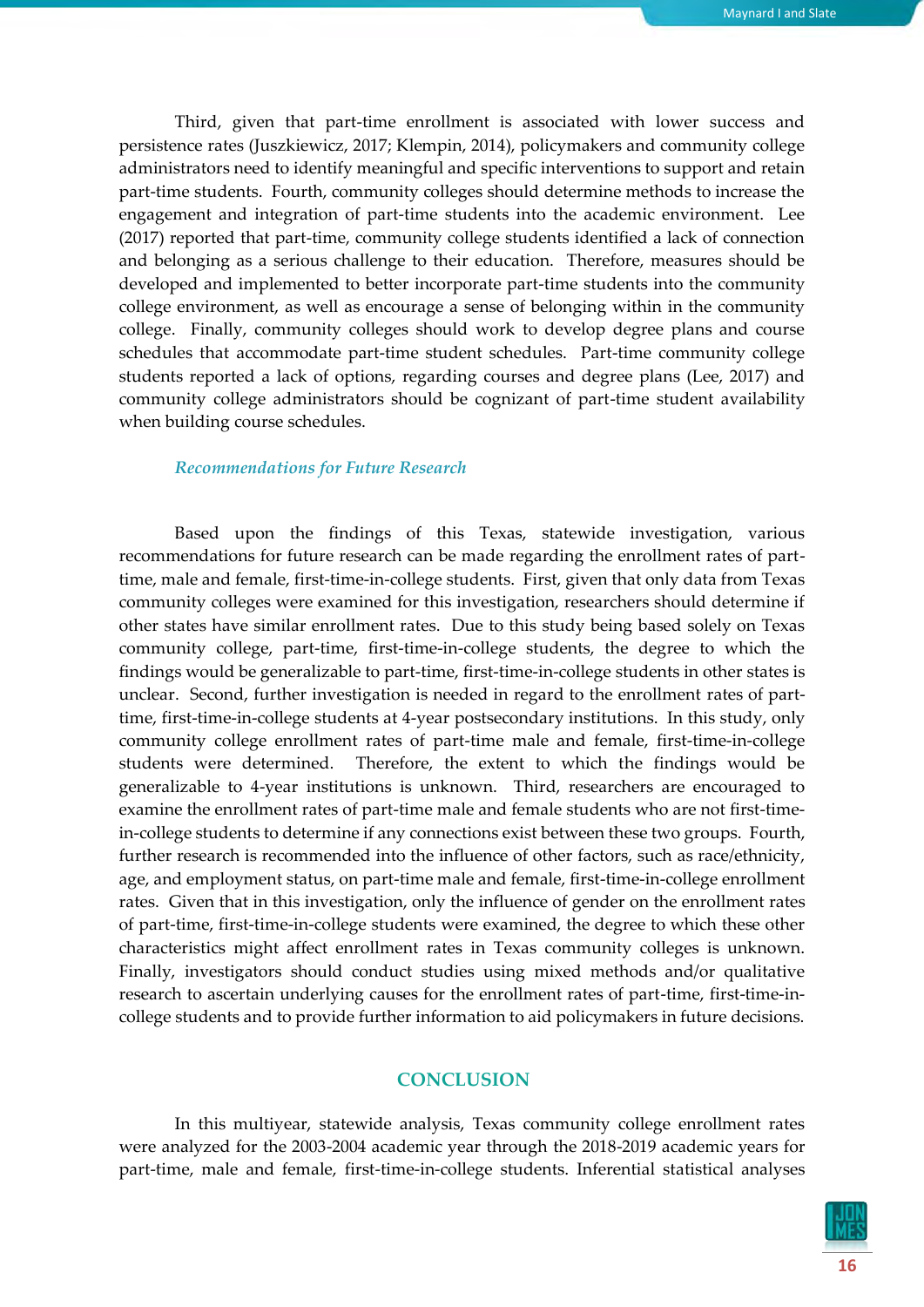Third, given that part-time enrollment is associated with lower success and persistence rates (Juszkiewicz, 2017; Klempin, 2014), policymakers and community college administrators need to identify meaningful and specific interventions to support and retain part-time students. Fourth, community colleges should determine methods to increase the engagement and integration of part-time students into the academic environment. Lee (2017) reported that part-time, community college students identified a lack of connection and belonging as a serious challenge to their education. Therefore, measures should be developed and implemented to better incorporate part-time students into the community college environment, as well as encourage a sense of belonging within in the community college. Finally, community colleges should work to develop degree plans and course schedules that accommodate part-time student schedules. Part-time community college students reported a lack of options, regarding courses and degree plans (Lee, 2017) and community college administrators should be cognizant of part-time student availability when building course schedules.

### *Recommendations for Future Research*

Based upon the findings of this Texas, statewide investigation, various recommendations for future research can be made regarding the enrollment rates of part-time, male and female, first-time-in-college students. First, given that only data from Texas community colleges were examined for this investigation, researchers should determine if other states have similar enrollment rates. Due to this study being based solely on Texas community college, part-time, first-time-in-college students, the degree to which the findings would be generalizable to part-time, first-time-in-college students in other states is unclear. Second, further investigation is needed in regard to the enrollment rates of part-time, first-time-in-college students at 4-year postsecondary institutions. In this study, only community college enrollment rates of part-time male and female, first-time-in-college students were determined. Therefore, the extent to which the findings would be generalizable to 4-year institutions is unknown. Third, researchers are encouraged to examine the enrollment rates of part-time male and female students who are not first-time-in-college students to determine if any connections exist between these two groups. Fourth, further research is recommended into the influence of other factors, such as race/ethnicity, age, and employment status, on part-time male and female, first-time-in-college enrollment rates. Given that in this investigation, only the influence of gender on the enrollment rates of part-time, first-time-in-college students were examined, the degree to which these other characteristics might affect enrollment rates in Texas community colleges is unknown. Finally, investigators should conduct studies using mixed methods and/or qualitative research to ascertain underlying causes for the enrollment rates of part-time, first-time-in-college students and to provide further information to aid policymakers in future decisions.

## CONCLUSION

In this multiyear, statewide analysis, Texas community college enrollment rates were analyzed for the 2003-2004 academic year through the 2018-2019 academic years for part-time, male and female, first-time-in-college students. Inferential statistical analyses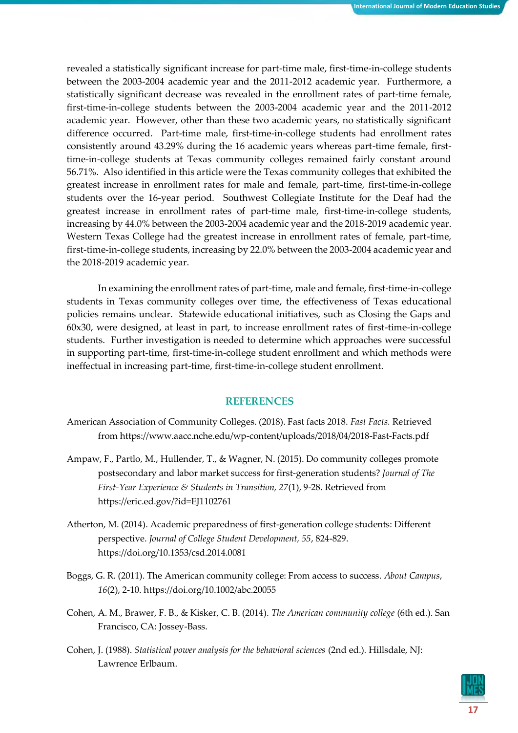revealed a statistically significant increase for part-time male, first-time-in-college students between the 2003-2004 academic year and the 2011-2012 academic year. Furthermore, a statistically significant decrease was revealed in the enrollment rates of part-time female, first-time-in-college students between the 2003-2004 academic year and the 2011-2012 academic year. However, other than these two academic years, no statistically significant difference occurred. Part-time male, first-time-in-college students had enrollment rates consistently around 43.29% during the 16 academic years whereas part-time female, first-time-in-college students at Texas community colleges remained fairly constant around 56.71%. Also identified in this article were the Texas community colleges that exhibited the greatest increase in enrollment rates for male and female, part-time, first-time-in-college students over the 16-year period. Southwest Collegiate Institute for the Deaf had the greatest increase in enrollment rates of part-time male, first-time-in-college students, increasing by 44.0% between the 2003-2004 academic year and the 2018-2019 academic year. Western Texas College had the greatest increase in enrollment rates of female, part-time, first-time-in-college students, increasing by 22.0% between the 2003-2004 academic year and the 2018-2019 academic year.

In examining the enrollment rates of part-time, male and female, first-time-in-college students in Texas community colleges over time, the effectiveness of Texas educational policies remains unclear. Statewide educational initiatives, such as Closing the Gaps and 60x30, were designed, at least in part, to increase enrollment rates of first-time-in-college students. Further investigation is needed to determine which approaches were successful in supporting part-time, first-time-in-college student enrollment and which methods were ineffectual in increasing part-time, first-time-in-college student enrollment.

## REFERENCES

American Association of Community Colleges. (2018). Fast facts 2018. *Fast Facts.* Retrieved from https://www.aacc.nche.edu/wp-content/uploads/2018/04/2018-Fast-Facts.pdf

Ampaw, F., Partlo, M., Hullender, T., & Wagner, N. (2015). Do community colleges promote postsecondary and labor market success for first-generation students? *Journal of The First-Year Experience & Students in Transition, 27*(1), 9-28. Retrieved from https://eric.ed.gov/?id=EJ1102761

Atherton, M. (2014). Academic preparedness of first-generation college students: Different perspective. *Journal of College Student Development, 55*, 824-829. https://doi.org/10.1353/csd.2014.0081

Boggs, G. R. (2011). The American community college: From access to success. *About Campus, 16*(2), 2-10. https://doi.org/10.1002/abc.20055

Cohen, A. M., Brawer, F. B., & Kisker, C. B. (2014). *The American community college* (6th ed.). San Francisco, CA: Jossey-Bass.

Cohen, J. (1988). *Statistical power analysis for the behavioral sciences* (2nd ed.). Hillsdale, NJ: Lawrence Erlbaum.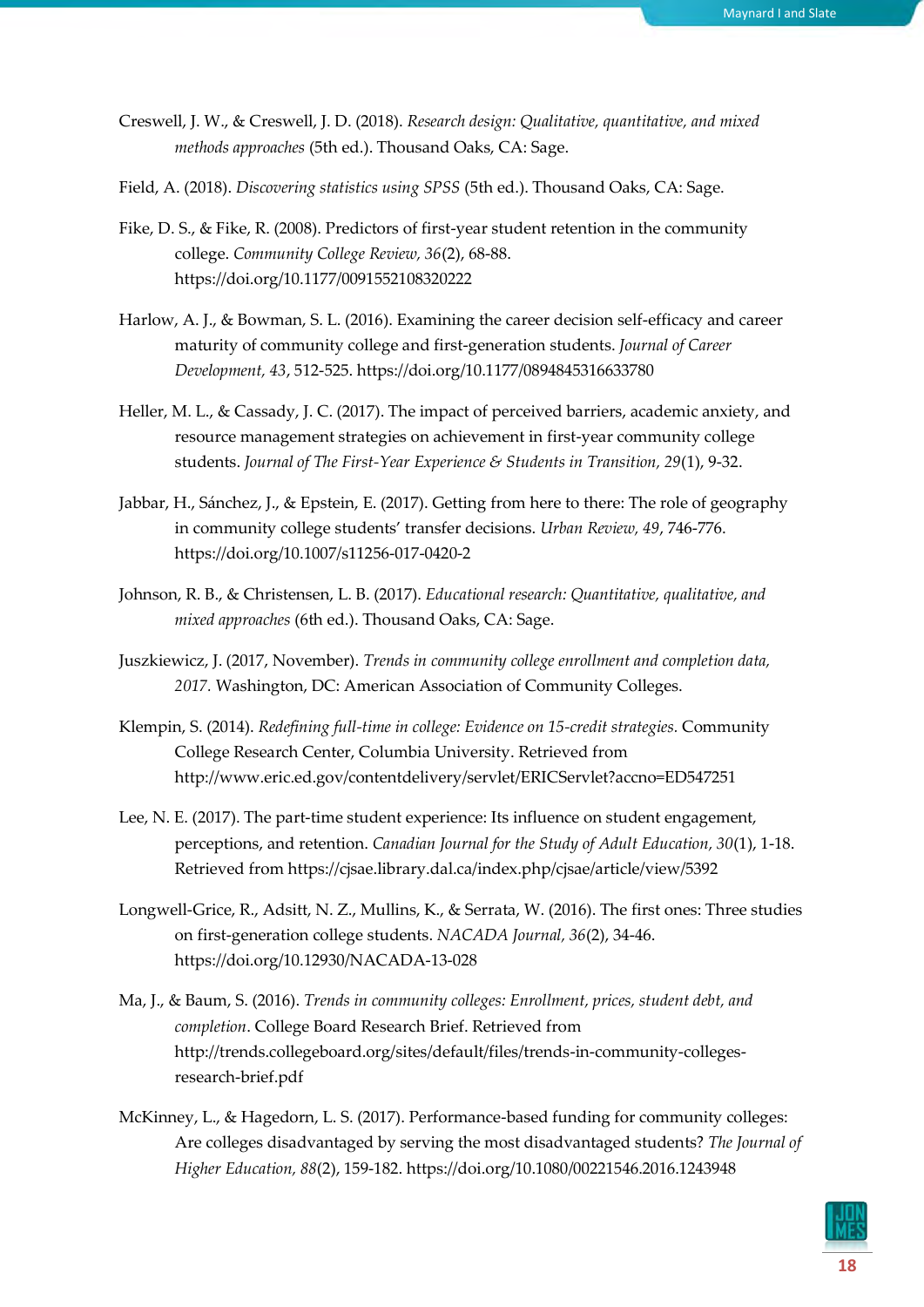Creswell, J. W., & Creswell, J. D. (2018). *Research design: Qualitative, quantitative, and mixed methods approaches* (5th ed.). Thousand Oaks, CA: Sage.

Field, A. (2018). *Discovering statistics using SPSS* (5th ed.). Thousand Oaks, CA: Sage.

Fike, D. S., & Fike, R. (2008). Predictors of first-year student retention in the community college. *Community College Review, 36*(2), 68-88. https://doi.org/10.1177/0091552108320222

Harlow, A. J., & Bowman, S. L. (2016). Examining the career decision self-efficacy and career maturity of community college and first-generation students. *Journal of Career Development, 43*, 512-525. https://doi.org/10.1177/0894845316633780

Heller, M. L., & Cassady, J. C. (2017). The impact of perceived barriers, academic anxiety, and resource management strategies on achievement in first-year community college students. *Journal of The First-Year Experience & Students in Transition, 29*(1), 9-32.

Jabbar, H., Sánchez, J., & Epstein, E. (2017). Getting from here to there: The role of geography in community college students' transfer decisions. *Urban Review, 49*, 746-776. https://doi.org/10.1007/s11256-017-0420-2

Johnson, R. B., & Christensen, L. B. (2017). *Educational research: Quantitative, qualitative, and mixed approaches* (6th ed.). Thousand Oaks, CA: Sage.

Juszkiewicz, J. (2017, November). *Trends in community college enrollment and completion data, 2017.* Washington, DC: American Association of Community Colleges.

Klempin, S. (2014). *Redefining full-time in college: Evidence on 15-credit strategies.* Community College Research Center, Columbia University. Retrieved from http://www.eric.ed.gov/contentdelivery/servlet/ERICServlet?accno=ED547251

Lee, N. E. (2017). The part-time student experience: Its influence on student engagement, perceptions, and retention. *Canadian Journal for the Study of Adult Education, 30*(1), 1-18. Retrieved from https://cjsae.library.dal.ca/index.php/cjsae/article/view/5392

Longwell-Grice, R., Adsitt, N. Z., Mullins, K., & Serrata, W. (2016). The first ones: Three studies on first-generation college students. *NACADA Journal, 36*(2), 34-46. https://doi.org/10.12930/NACADA-13-028

Ma, J., & Baum, S. (2016). *Trends in community colleges: Enrollment, prices, student debt, and completion*. College Board Research Brief. Retrieved from http://trends.collegeboard.org/sites/default/files/trends-in-community-colleges-research-brief.pdf

McKinney, L., & Hagedorn, L. S. (2017). Performance-based funding for community colleges: Are colleges disadvantaged by serving the most disadvantaged students? *The Journal of Higher Education, 88*(2), 159-182. https://doi.org/10.1080/00221546.2016.1243948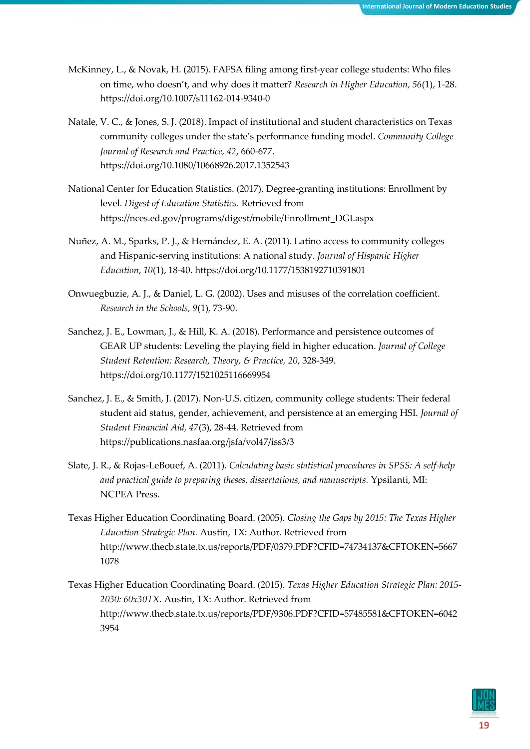McKinney, L., & Novak, H. (2015). FAFSA filing among first-year college students: Who files on time, who doesn't, and why does it matter? *Research in Higher Education, 56*(1), 1-28. https://doi.org/10.1007/s11162-014-9340-0

Natale, V. C., & Jones, S. J. (2018). Impact of institutional and student characteristics on Texas community colleges under the state's performance funding model. *Community College Journal of Research and Practice, 42*, 660-677. https://doi.org/10.1080/10668926.2017.1352543

National Center for Education Statistics. (2017). Degree-granting institutions: Enrollment by level. *Digest of Education Statistics.* Retrieved from https://nces.ed.gov/programs/digest/mobile/Enrollment_DGI.aspx

Nuñez, A. M., Sparks, P. J., & Hernández, E. A. (2011). Latino access to community colleges and Hispanic-serving institutions: A national study. *Journal of Hispanic Higher Education, 10*(1), 18-40. https://doi.org/10.1177/1538192710391801

Onwuegbuzie, A. J., & Daniel, L. G. (2002). Uses and misuses of the correlation coefficient. *Research in the Schools, 9*(1), 73-90.

Sanchez, J. E., Lowman, J., & Hill, K. A. (2018). Performance and persistence outcomes of GEAR UP students: Leveling the playing field in higher education. *Journal of College Student Retention: Research, Theory, & Practice, 20*, 328-349. https://doi.org/10.1177/1521025116669954

Sanchez, J. E., & Smith, J. (2017). Non-U.S. citizen, community college students: Their federal student aid status, gender, achievement, and persistence at an emerging HSI. *Journal of Student Financial Aid, 47*(3), 28-44. Retrieved from https://publications.nasfaa.org/jsfa/vol47/iss3/3

Slate, J. R., & Rojas-LeBouef, A. (2011). *Calculating basic statistical procedures in SPSS: A self-help and practical guide to preparing theses, dissertations, and manuscripts.* Ypsilanti, MI: NCPEA Press.

Texas Higher Education Coordinating Board. (2005). *Closing the Gaps by 2015: The Texas Higher Education Strategic Plan.* Austin, TX: Author. Retrieved from http://www.thecb.state.tx.us/reports/PDF/0379.PDF?CFID=74734137&CFTOKEN=56671078

Texas Higher Education Coordinating Board. (2015). *Texas Higher Education Strategic Plan: 2015-2030: 60x30TX.* Austin, TX: Author. Retrieved from http://www.thecb.state.tx.us/reports/PDF/9306.PDF?CFID=57485581&CFTOKEN=60423954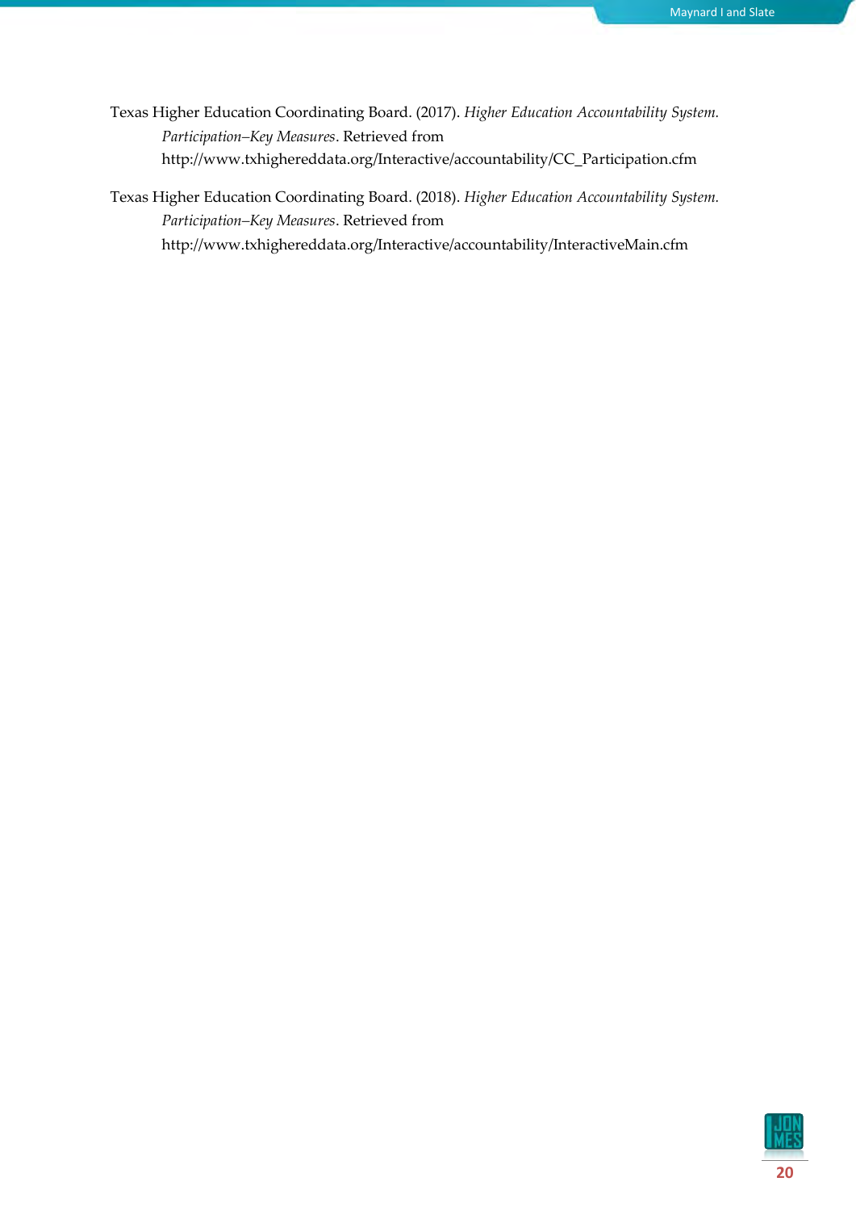Texas Higher Education Coordinating Board. (2017). *Higher Education Accountability System. Participation–Key Measures*. Retrieved from http://www.txhighereddata.org/Interactive/accountability/CC_Participation.cfm

Texas Higher Education Coordinating Board. (2018). *Higher Education Accountability System. Participation–Key Measures*. Retrieved from http://www.txhighereddata.org/Interactive/accountability/InteractiveMain.cfm